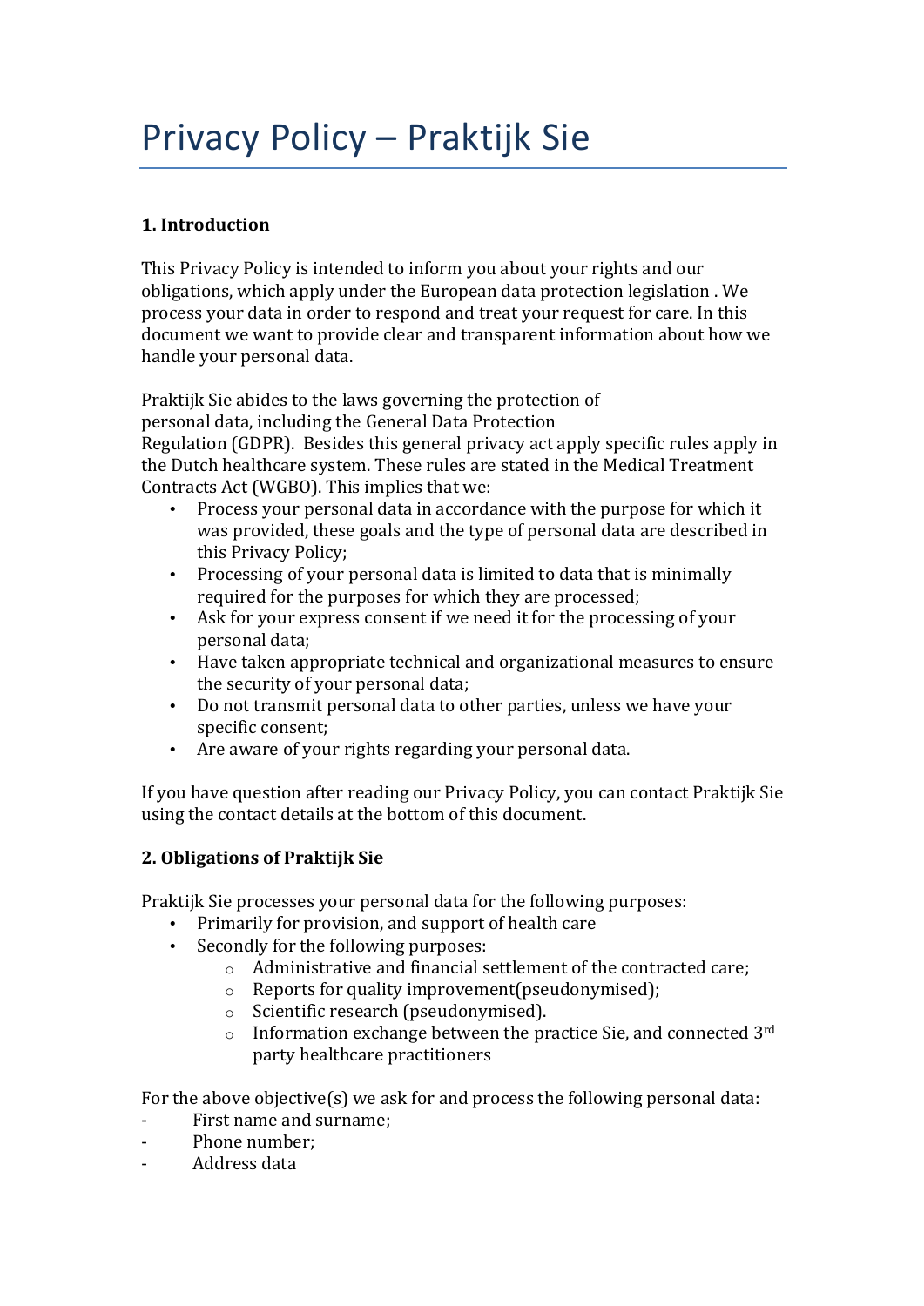# Privacy Policy – Praktijk Sie

**1. Introduction**

This Privacy Policy is intended to inform you about your rights and our obligations, which apply under the European data protection legislation . We process your data in order to respond and treat your request for care. In this document we want to provide clear and transparent information about how we handle your personal data.

Praktijk Sie abides to the laws governing the protection of personal data, including the General Data Protection Regulation (GDPR). Besides this general privacy act apply specific rules apply in the Dutch healthcare system. These rules are stated in the Medical Treatment Contracts Act (WGBO). This implies that we:

- Process your personal data in accordance with the purpose for which it was provided, these goals and the type of personal data are described in this Privacy Policy;
- Processing of your personal data is limited to data that is minimally required for the purposes for which they are processed;
- Ask for your express consent if we need it for the processing of your personal data;
- Have taken appropriate technical and organizational measures to ensure the security of your personal data;
- Do not transmit personal data to other parties, unless we have your specific consent;
- Are aware of your rights regarding your personal data.

If you have question after reading our Privacy Policy, you can contact Praktijk Sie using the contact details at the bottom of this document.

**2. Obligations of Praktijk Sie**

Praktijk Sie processes your personal data for the following purposes:

- Primarily for provision, and support of health care
- Secondly for the following purposes:
  - Administrative and financial settlement of the contracted care;
  - Reports for quality improvement(pseudonymised);
  - Scientific research (pseudonymised).
  - Information exchange between the practice Sie, and connected 3rd party healthcare practitioners

For the above objective(s) we ask for and process the following personal data:

- First name and surname;
- Phone number;
- Address data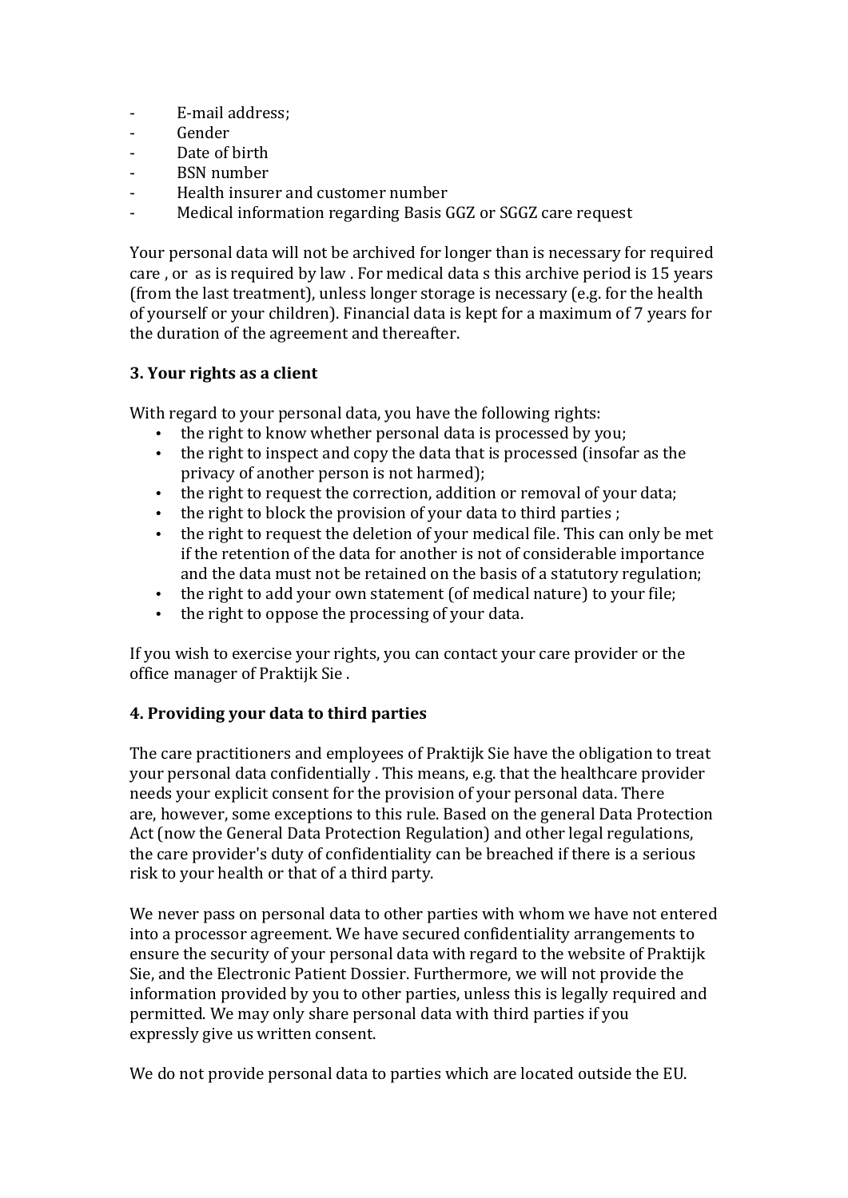- E-mail address;
- Gender
- Date of birth
- BSN number
- Health insurer and customer number
- Medical information regarding Basis GGZ or SGGZ care request

Your personal data will not be archived for longer than is necessary for required care , or as is required by law . For medical data s this archive period is 15 years (from the last treatment), unless longer storage is necessary (e.g. for the health of yourself or your children). Financial data is kept for a maximum of 7 years for the duration of the agreement and thereafter.

**3. Your rights as a client**

With regard to your personal data, you have the following rights:

- the right to know whether personal data is processed by you;
- the right to inspect and copy the data that is processed (insofar as the privacy of another person is not harmed);
- the right to request the correction, addition or removal of your data;
- the right to block the provision of your data to third parties ;
- the right to request the deletion of your medical file. This can only be met if the retention of the data for another is not of considerable importance and the data must not be retained on the basis of a statutory regulation;
- the right to add your own statement (of medical nature) to your file;
- the right to oppose the processing of your data.

If you wish to exercise your rights, you can contact your care provider or the office manager of Praktijk Sie .

**4. Providing your data to third parties**

The care practitioners and employees of Praktijk Sie have the obligation to treat your personal data confidentially . This means, e.g. that the healthcare provider needs your explicit consent for the provision of your personal data. There are, however, some exceptions to this rule. Based on the general Data Protection Act (now the General Data Protection Regulation) and other legal regulations, the care provider's duty of confidentiality can be breached if there is a serious risk to your health or that of a third party.

We never pass on personal data to other parties with whom we have not entered into a processor agreement. We have secured confidentiality arrangements to ensure the security of your personal data with regard to the website of Praktijk Sie, and the Electronic Patient Dossier. Furthermore, we will not provide the information provided by you to other parties, unless this is legally required and permitted. We may only share personal data with third parties if you expressly give us written consent.

We do not provide personal data to parties which are located outside the EU.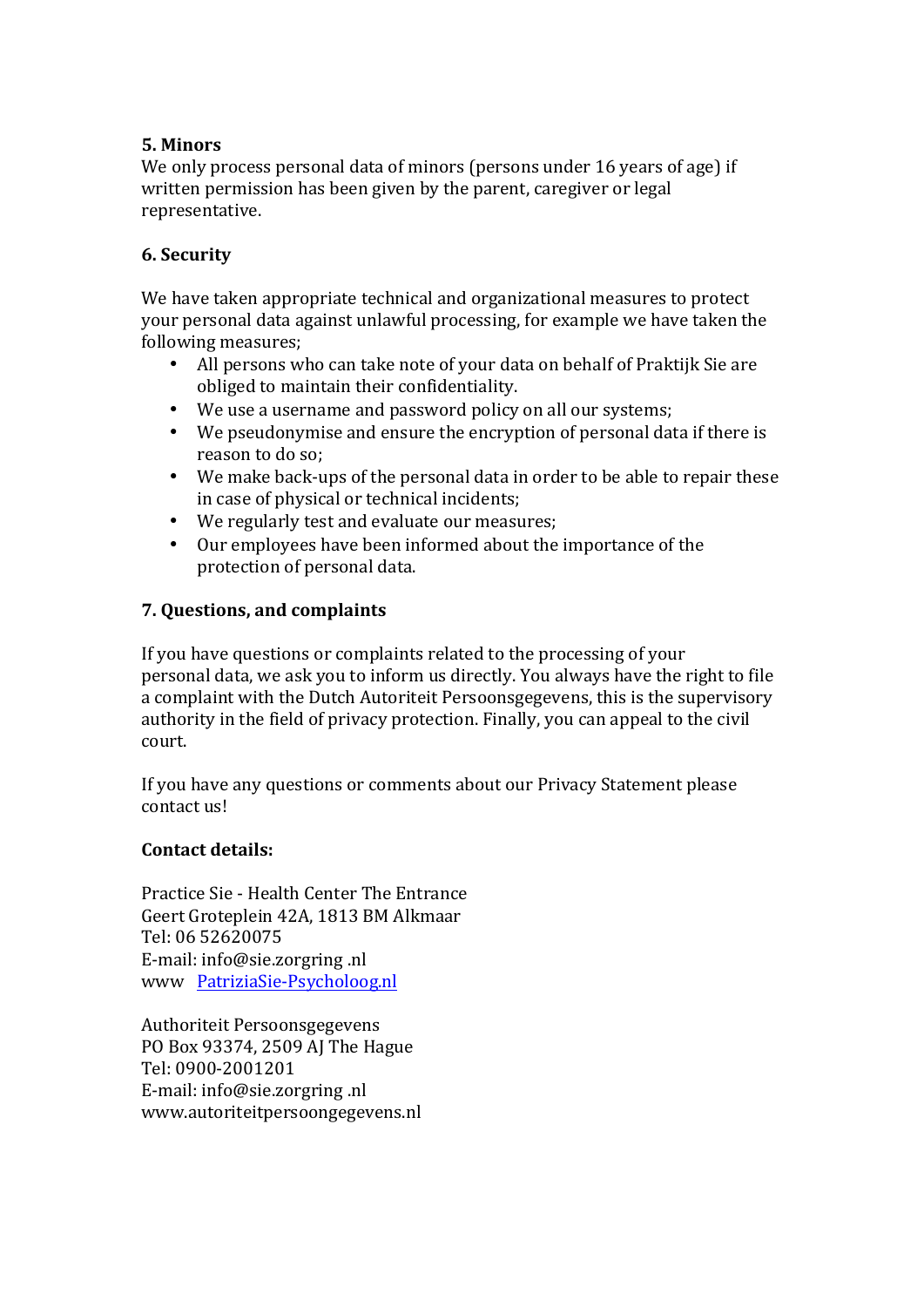**5. Minors**
We only process personal data of minors (persons under 16 years of age) if written permission has been given by the parent, caregiver or legal representative.

**6. Security**

We have taken appropriate technical and organizational measures to protect your personal data against unlawful processing, for example we have taken the following measures;

- All persons who can take note of your data on behalf of Praktijk Sie are obliged to maintain their confidentiality.
- We use a username and password policy on all our systems;
- We pseudonymise and ensure the encryption of personal data if there is reason to do so;
- We make back-ups of the personal data in order to be able to repair these in case of physical or technical incidents;
- We regularly test and evaluate our measures;
- Our employees have been informed about the importance of the protection of personal data.

**7. Questions, and complaints**

If you have questions or complaints related to the processing of your personal data, we ask you to inform us directly. You always have the right to file a complaint with the Dutch Autoriteit Persoonsgegevens, this is the supervisory authority in the field of privacy protection. Finally, you can appeal to the civil court.

If you have any questions or comments about our Privacy Statement please contact us!

**Contact details:**

Practice Sie - Health Center The Entrance
Geert Groteplein 42A, 1813 BM Alkmaar
Tel: 06 52620075
E-mail: info@sie.zorgring .nl
www [PatriziaSie-Psycholoog.nl](PatriziaSie-Psycholoog.nl)

Authoriteit Persoonsgegevens
PO Box 93374, 2509 AJ The Hague
Tel: 0900-2001201
E-mail: info@sie.zorgring .nl
www.autoriteitpersoongegevens.nl